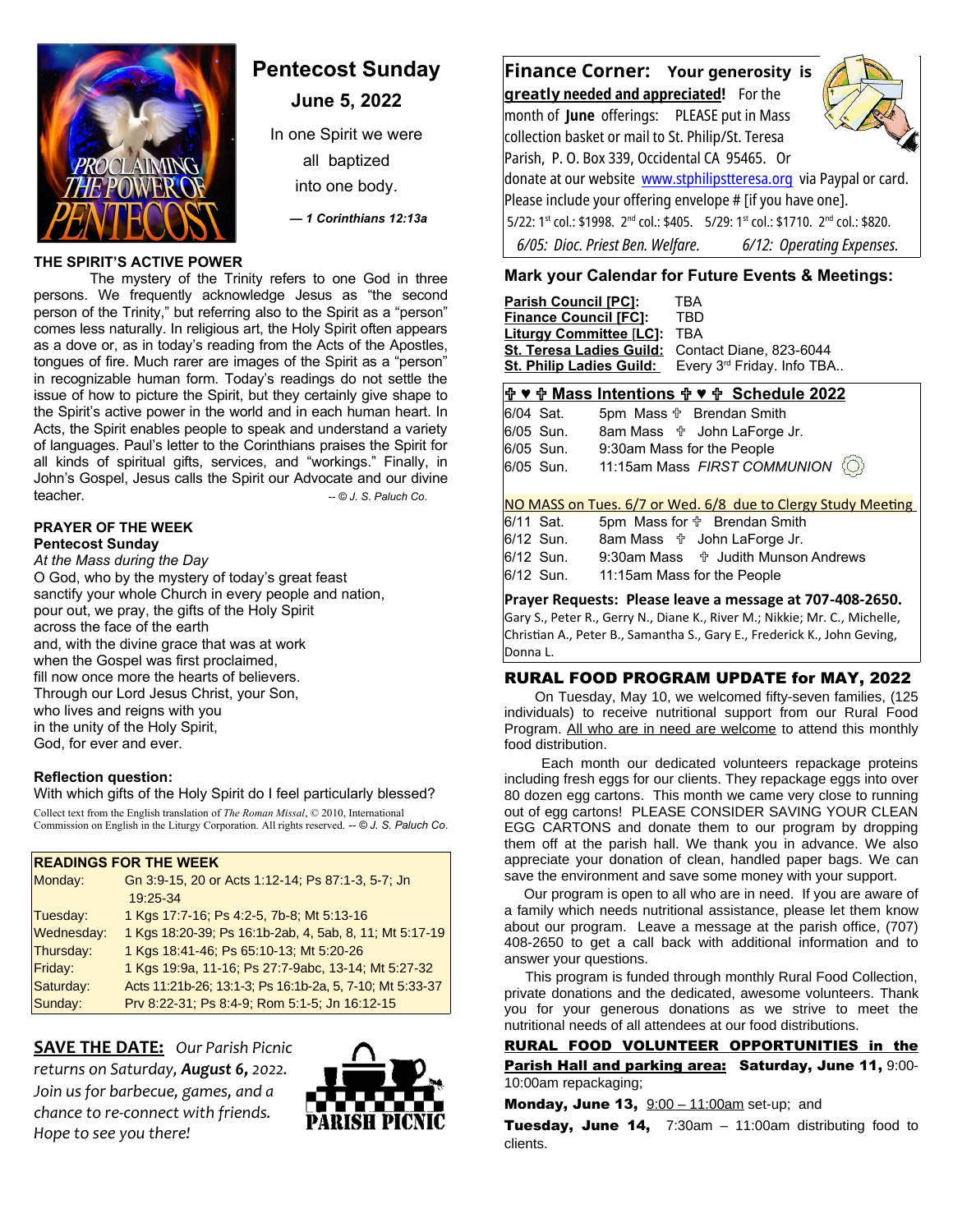# Pentecost Sunday

**June 5, 2022**

In one Spirit we were all baptized into one body.

***— 1 Corinthians 12:13a***

## THE SPIRIT'S ACTIVE POWER

The mystery of the Trinity refers to one God in three persons. We frequently acknowledge Jesus as "the second person of the Trinity," but referring also to the Spirit as a "person" comes less naturally. In religious art, the Holy Spirit often appears as a dove or, as in today's reading from the Acts of the Apostles, tongues of fire. Much rarer are images of the Spirit as a "person" in recognizable human form. Today's readings do not settle the issue of how to picture the Spirit, but they certainly give shape to the Spirit's active power in the world and in each human heart. In Acts, the Spirit enables people to speak and understand a variety of languages. Paul's letter to the Corinthians praises the Spirit for all kinds of spiritual gifts, services, and "workings." Finally, in John's Gospel, Jesus calls the Spirit our Advocate and our divine teacher. *-- © J. S. Paluch Co.*

## PRAYER OF THE WEEK

**Pentecost Sunday**

*At the Mass during the Day*

O God, who by the mystery of today's great feast
sanctify your whole Church in every people and nation,
pour out, we pray, the gifts of the Holy Spirit
across the face of the earth
and, with the divine grace that was at work
when the Gospel was first proclaimed,
fill now once more the hearts of believers.
Through our Lord Jesus Christ, your Son,
who lives and reigns with you
in the unity of the Holy Spirit,
God, for ever and ever.

**Reflection question:**
With which gifts of the Holy Spirit do I feel particularly blessed?

Collect text from the English translation of *The Roman Missal*, © 2010, International Commission on English in the Liturgy Corporation. All rights reserved. *-- © J. S. Paluch Co.*

| **READINGS FOR THE WEEK** | |
|---|---|
| Monday: | Gn 3:9-15, 20 or Acts 1:12-14; Ps 87:1-3, 5-7; Jn 19:25-34 |
| Tuesday: | 1 Kgs 17:7-16; Ps 4:2-5, 7b-8; Mt 5:13-16 |
| Wednesday: | 1 Kgs 18:20-39; Ps 16:1b-2ab, 4, 5ab, 8, 11; Mt 5:17-19 |
| Thursday: | 1 Kgs 18:41-46; Ps 65:10-13; Mt 5:20-26 |
| Friday: | 1 Kgs 19:9a, 11-16; Ps 27:7-9abc, 13-14; Mt 5:27-32 |
| Saturday: | Acts 11:21b-26; 13:1-3; Ps 16:1b-2a, 5, 7-10; Mt 5:33-37 |
| Sunday: | Prv 8:22-31; Ps 8:4-9; Rom 5:1-5; Jn 16:12-15 |

**SAVE THE DATE:** *Our Parish Picnic returns on Saturday, **August 6,** 2022. Join us for barbecue, games, and a chance to re-connect with friends. Hope to see you there!*

PARISH PICNIC

## Finance Corner: Your generosity is greatly needed and appreciated!

For the month of **June** offerings: PLEASE put in Mass collection basket or mail to St. Philip/St. Teresa Parish, P. O. Box 339, Occidental CA 95465. Or donate at our website www.stphilipstteresa.org via Paypal or card. Please include your offering envelope # [if you have one].

5/22: 1st col.: $1998. 2nd col.: $405. 5/29: 1st col.: $1710. 2nd col.: $820.

*6/05: Dioc. Priest Ben. Welfare. 6/12: Operating Expenses.*

## Mark your Calendar for Future Events & Meetings:

**Parish Council [PC]:** TBA
**Finance Council [FC]:** TBD
**Liturgy Committee [LC]:** TBA
**St. Teresa Ladies Guild:** Contact Diane, 823-6044
**St. Philip Ladies Guild:** Every 3rd Friday. Info TBA..

## ✟ ♥ ✟ Mass Intentions ✟ ♥ ✟ Schedule 2022

| | |
|---|---|
| 6/04 Sat. | 5pm Mass ✟ Brendan Smith |
| 6/05 Sun. | 8am Mass ✟ John LaForge Jr. |
| 6/05 Sun. | 9:30am Mass for the People |
| 6/05 Sun. | 11:15am Mass *FIRST COMMUNION* |

NO MASS on Tues. 6/7 or Wed. 6/8 due to Clergy Study Meeting

| | |
|---|---|
| 6/11 Sat. | 5pm Mass for ✟ Brendan Smith |
| 6/12 Sun. | 8am Mass ✟ John LaForge Jr. |
| 6/12 Sun. | 9:30am Mass ✟ Judith Munson Andrews |
| 6/12 Sun. | 11:15am Mass for the People |

**Prayer Requests: Please leave a message at 707-408-2650.**
Gary S., Peter R., Gerry N., Diane K., River M.; Nikkie; Mr. C., Michelle, Christian A., Peter B., Samantha S., Gary E., Frederick K., John Geving, Donna L.

## RURAL FOOD PROGRAM UPDATE for MAY, 2022

On Tuesday, May 10, we welcomed fifty-seven families, (125 individuals) to receive nutritional support from our Rural Food Program. All who are in need are welcome to attend this monthly food distribution.

Each month our dedicated volunteers repackage proteins including fresh eggs for our clients. They repackage eggs into over 80 dozen egg cartons. This month we came very close to running out of egg cartons! PLEASE CONSIDER SAVING YOUR CLEAN EGG CARTONS and donate them to our program by dropping them off at the parish hall. We thank you in advance. We also appreciate your donation of clean, handled paper bags. We can save the environment and save some money with your support.

Our program is open to all who are in need. If you are aware of a family which needs nutritional assistance, please let them know about our program. Leave a message at the parish office, (707) 408-2650 to get a call back with additional information and to answer your questions.

This program is funded through monthly Rural Food Collection, private donations and the dedicated, awesome volunteers. Thank you for your generous donations as we strive to meet the nutritional needs of all attendees at our food distributions.

**RURAL FOOD VOLUNTEER OPPORTUNITIES in the Parish Hall and parking area:** **Saturday, June 11,** 9:00-10:00am repackaging;

**Monday, June 13,** 9:00 – 11:00am set-up; and

**Tuesday, June 14,** 7:30am – 11:00am distributing food to clients.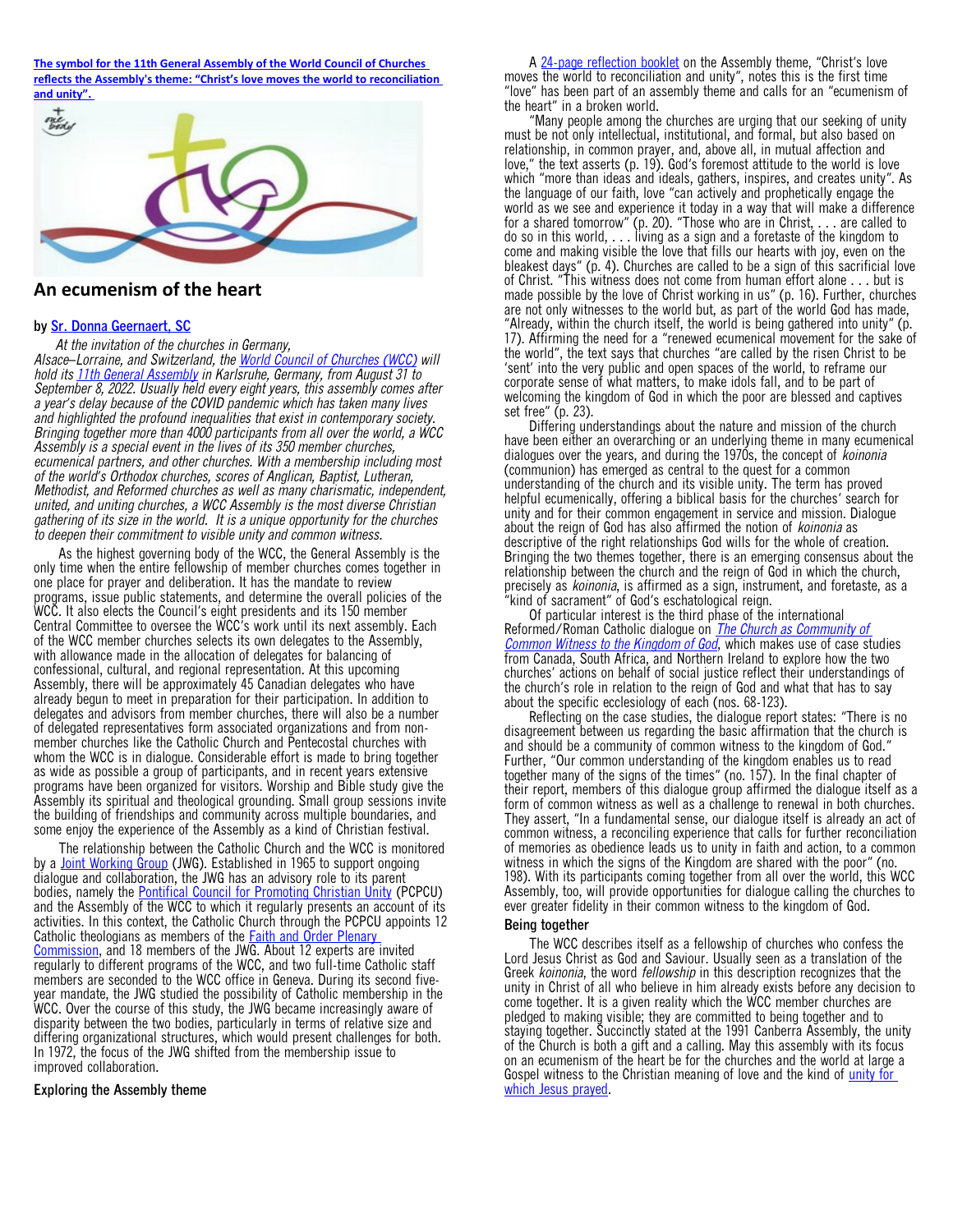**The symbol for the 11th General Assembly of the World Council of Churches reflects the Assembly's theme: "Christ's love moves the world to reconciliation and unity".**

## An ecumenism of the heart

**by Sr. Donna Geernaert, SC**

*At the invitation of the churches in Germany, Alsace–Lorraine, and Switzerland, the World Council of Churches (WCC) will hold its 11th General Assembly in Karlsruhe, Germany, from August 31 to September 8, 2022. Usually held every eight years, this assembly comes after a year's delay because of the COVID pandemic which has taken many lives and highlighted the profound inequalities that exist in contemporary society. Bringing together more than 4000 participants from all over the world, a WCC Assembly is a special event in the lives of its 350 member churches, ecumenical partners, and other churches. With a membership including most of the world's Orthodox churches, scores of Anglican, Baptist, Lutheran, Methodist, and Reformed churches as well as many charismatic, independent, united, and uniting churches, a WCC Assembly is the most diverse Christian gathering of its size in the world. It is a unique opportunity for the churches to deepen their commitment to visible unity and common witness.*

As the highest governing body of the WCC, the General Assembly is the only time when the entire fellowship of member churches comes together in one place for prayer and deliberation. It has the mandate to review programs, issue public statements, and determine the overall policies of the WCC. It also elects the Council's eight presidents and its 150 member Central Committee to oversee the WCC's work until its next assembly. Each of the WCC member churches selects its own delegates to the Assembly, with allowance made in the allocation of delegates for balancing of confessional, cultural, and regional representation. At this upcoming Assembly, there will be approximately 45 Canadian delegates who have already begun to meet in preparation for their participation. In addition to delegates and advisors from member churches, there will also be a number of delegated representatives form associated organizations and from non-member churches like the Catholic Church and Pentecostal churches with whom the WCC is in dialogue. Considerable effort is made to bring together as wide as possible a group of participants, and in recent years extensive programs have been organized for visitors. Worship and Bible study give the Assembly its spiritual and theological grounding. Small group sessions invite the building of friendships and community across multiple boundaries, and some enjoy the experience of the Assembly as a kind of Christian festival.

The relationship between the Catholic Church and the WCC is monitored by a Joint Working Group (JWG). Established in 1965 to support ongoing dialogue and collaboration, the JWG has an advisory role to its parent bodies, namely the Pontifical Council for Promoting Christian Unity (PCPCU) and the Assembly of the WCC to which it regularly presents an account of its activities. In this context, the Catholic Church through the PCPCU appoints 12 Catholic theologians as members of the Faith and Order Plenary Commission, and 18 members of the JWG. About 12 experts are invited regularly to different programs of the WCC, and two full-time Catholic staff members are seconded to the WCC office in Geneva. During its second five-year mandate, the JWG studied the possibility of Catholic membership in the WCC. Over the course of this study, the JWG became increasingly aware of disparity between the two bodies, particularly in terms of relative size and differing organizational structures, which would present challenges for both. In 1972, the focus of the JWG shifted from the membership issue to improved collaboration.

**Exploring the Assembly theme**

A 24-page reflection booklet on the Assembly theme, "Christ's love moves the world to reconciliation and unity", notes this is the first time "love" has been part of an assembly theme and calls for an "ecumenism of the heart" in a broken world.

"Many people among the churches are urging that our seeking of unity must be not only intellectual, institutional, and formal, but also based on relationship, in common prayer, and, above all, in mutual affection and love," the text asserts (p. 19). God's foremost attitude to the world is love which "more than ideas and ideals, gathers, inspires, and creates unity". As the language of our faith, love "can actively and prophetically engage the world as we see and experience it today in a way that will make a difference for a shared tomorrow" (p. 20). "Those who are in Christ, . . . are called to do so in this world, . . . living as a sign and a foretaste of the kingdom to come and making visible the love that fills our hearts with joy, even on the bleakest days" (p. 4). Churches are called to be a sign of this sacrificial love of Christ. "This witness does not come from human effort alone . . . but is made possible by the love of Christ working in us" (p. 16). Further, churches are not only witnesses to the world but, as part of the world God has made, "Already, within the church itself, the world is being gathered into unity" (p. 17). Affirming the need for a "renewed ecumenical movement for the sake of the world", the text says that churches "are called by the risen Christ to be 'sent' into the very public and open spaces of the world, to reframe our corporate sense of what matters, to make idols fall, and to be part of welcoming the kingdom of God in which the poor are blessed and captives set free" (p. 23).

Differing understandings about the nature and mission of the church have been either an overarching or an underlying theme in many ecumenical dialogues over the years, and during the 1970s, the concept of *koinonia* (communion) has emerged as central to the quest for a common understanding of the church and its visible unity. The term has proved helpful ecumenically, offering a biblical basis for the churches' search for unity and for their common engagement in service and mission. Dialogue about the reign of God has also affirmed the notion of *koinonia* as descriptive of the right relationships God wills for the whole of creation. Bringing the two themes together, there is an emerging consensus about the relationship between the church and the reign of God in which the church, precisely as *koinonia*, is affirmed as a sign, instrument, and foretaste, as a "kind of sacrament" of God's eschatological reign.

Of particular interest is the third phase of the international Reformed/Roman Catholic dialogue on *The Church as Community of Common Witness to the Kingdom of God*, which makes use of case studies from Canada, South Africa, and Northern Ireland to explore how the two churches' actions on behalf of social justice reflect their understandings of the church's role in relation to the reign of God and what that has to say about the specific ecclesiology of each (nos. 68-123).

Reflecting on the case studies, the dialogue report states: "There is no disagreement between us regarding the basic affirmation that the church is and should be a community of common witness to the kingdom of God." Further, "Our common understanding of the kingdom enables us to read together many of the signs of the times" (no. 157). In the final chapter of their report, members of this dialogue group affirmed the dialogue itself as a form of common witness as well as a challenge to renewal in both churches. They assert, "In a fundamental sense, our dialogue itself is already an act of common witness, a reconciling experience that calls for further reconciliation of memories as obedience leads us to unity in faith and action, to a common witness in which the signs of the Kingdom are shared with the poor" (no. 198). With its participants coming together from all over the world, this WCC Assembly, too, will provide opportunities for dialogue calling the churches to ever greater fidelity in their common witness to the kingdom of God.

**Being together**

The WCC describes itself as a fellowship of churches who confess the Lord Jesus Christ as God and Saviour. Usually seen as a translation of the Greek *koinonia*, the word *fellowship* in this description recognizes that the unity in Christ of all who believe in him already exists before any decision to come together. It is a given reality which the WCC member churches are pledged to making visible; they are committed to being together and to staying together. Succinctly stated at the 1991 Canberra Assembly, the unity of the Church is both a gift and a calling. May this assembly with its focus on an ecumenism of the heart be for the churches and the world at large a Gospel witness to the Christian meaning of love and the kind of unity for which Jesus prayed.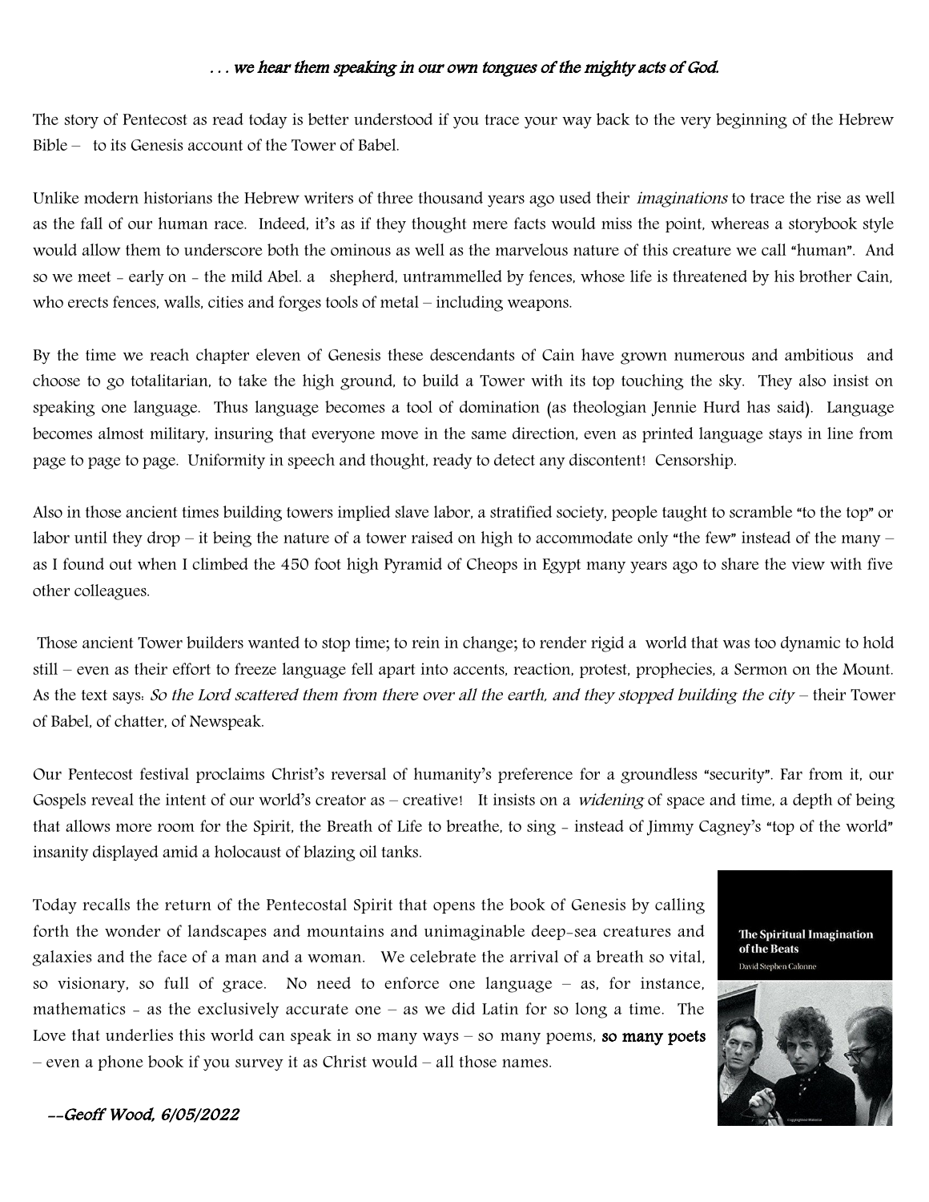*. . . we hear them speaking in our own tongues of the mighty acts of God.*

The story of Pentecost as read today is better understood if you trace your way back to the very beginning of the Hebrew Bible – to its Genesis account of the Tower of Babel.

Unlike modern historians the Hebrew writers of three thousand years ago used their *imaginations* to trace the rise as well as the fall of our human race. Indeed, it's as if they thought mere facts would miss the point, whereas a storybook style would allow them to underscore both the ominous as well as the marvelous nature of this creature we call "human". And so we meet - early on - the mild Abel. a shepherd, untrammelled by fences, whose life is threatened by his brother Cain, who erects fences, walls, cities and forges tools of metal – including weapons.

By the time we reach chapter eleven of Genesis these descendants of Cain have grown numerous and ambitious and choose to go totalitarian, to take the high ground, to build a Tower with its top touching the sky. They also insist on speaking one language. Thus language becomes a tool of domination (as theologian Jennie Hurd has said). Language becomes almost military, insuring that everyone move in the same direction, even as printed language stays in line from page to page to page. Uniformity in speech and thought, ready to detect any discontent! Censorship.

Also in those ancient times building towers implied slave labor, a stratified society, people taught to scramble "to the top" or labor until they drop – it being the nature of a tower raised on high to accommodate only "the few" instead of the many – as I found out when I climbed the 450 foot high Pyramid of Cheops in Egypt many years ago to share the view with five other colleagues.

Those ancient Tower builders wanted to stop time; to rein in change; to render rigid a world that was too dynamic to hold still – even as their effort to freeze language fell apart into accents, reaction, protest, prophecies, a Sermon on the Mount. As the text says: *So the Lord scattered them from there over all the earth, and they stopped building the city* – their Tower of Babel, of chatter, of Newspeak.

Our Pentecost festival proclaims Christ's reversal of humanity's preference for a groundless "security". Far from it, our Gospels reveal the intent of our world's creator as – creative! It insists on a *widening* of space and time, a depth of being that allows more room for the Spirit, the Breath of Life to breathe, to sing - instead of Jimmy Cagney's "top of the world" insanity displayed amid a holocaust of blazing oil tanks.

Today recalls the return of the Pentecostal Spirit that opens the book of Genesis by calling forth the wonder of landscapes and mountains and unimaginable deep-sea creatures and galaxies and the face of a man and a woman. We celebrate the arrival of a breath so vital, so visionary, so full of grace. No need to enforce one language – as, for instance, mathematics - as the exclusively accurate one – as we did Latin for so long a time. The Love that underlies this world can speak in so many ways – so many poems, **so many poets** – even a phone book if you survey it as Christ would – all those names.

*--Geoff Wood, 6/05/2022*